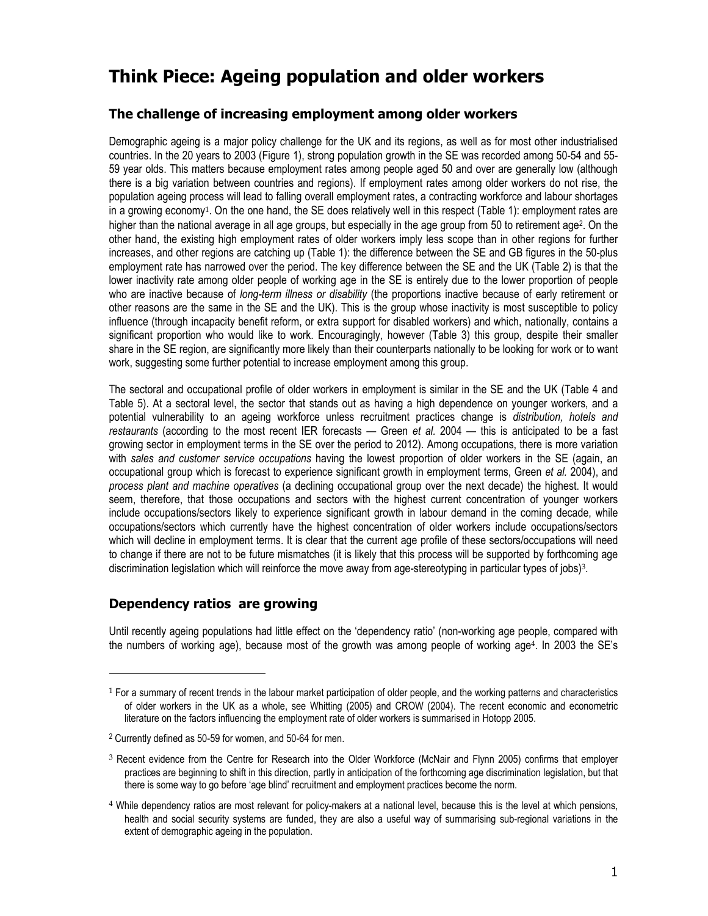# Think Piece: Ageing population and older workers

## The challenge of increasing employment among older workers

Demographic ageing is a major policy challenge for the UK and its regions, as well as for most other industrialised countries. In the 20 years to 2003 (Figure 1), strong population growth in the SE was recorded among 50-54 and 55-59 year olds. This matters because employment rates among people aged 50 and over are generally low (although there is a big variation between countries and regions). If employment rates among older workers do not rise, the population ageing process will lead to falling overall employment rates, a contracting workforce and labour shortages in a growing economy[1]. On the one hand, the SE does relatively well in this respect (Table 1): employment rates are higher than the national average in all age groups, but especially in the age group from 50 to retirement age[2]. On the other hand, the existing high employment rates of older workers imply less scope than in other regions for further increases, and other regions are catching up (Table 1): the difference between the SE and GB figures in the 50-plus employment rate has narrowed over the period. The key difference between the SE and the UK (Table 2) is that the lower inactivity rate among older people of working age in the SE is entirely due to the lower proportion of people who are inactive because of *long-term illness or disability* (the proportions inactive because of early retirement or other reasons are the same in the SE and the UK). This is the group whose inactivity is most susceptible to policy influence (through incapacity benefit reform, or extra support for disabled workers) and which, nationally, contains a significant proportion who would like to work. Encouragingly, however (Table 3) this group, despite their smaller share in the SE region, are significantly more likely than their counterparts nationally to be looking for work or to want work, suggesting some further potential to increase employment among this group.

The sectoral and occupational profile of older workers in employment is similar in the SE and the UK (Table 4 and Table 5). At a sectoral level, the sector that stands out as having a high dependence on younger workers, and a potential vulnerability to an ageing workforce unless recruitment practices change is *distribution, hotels and restaurants* (according to the most recent IER forecasts — Green *et al.* 2004 — this is anticipated to be a fast growing sector in employment terms in the SE over the period to 2012). Among occupations, there is more variation with *sales and customer service occupations* having the lowest proportion of older workers in the SE (again, an occupational group which is forecast to experience significant growth in employment terms, Green *et al.* 2004), and *process plant and machine operatives* (a declining occupational group over the next decade) the highest. It would seem, therefore, that those occupations and sectors with the highest current concentration of younger workers include occupations/sectors likely to experience significant growth in labour demand in the coming decade, while occupations/sectors which currently have the highest concentration of older workers include occupations/sectors which will decline in employment terms. It is clear that the current age profile of these sectors/occupations will need to change if there are not to be future mismatches (it is likely that this process will be supported by forthcoming age discrimination legislation which will reinforce the move away from age-stereotyping in particular types of jobs)[3].

## Dependency ratios are growing

Until recently ageing populations had little effect on the 'dependency ratio' (non-working age people, compared with the numbers of working age), because most of the growth was among people of working age[4]. In 2003 the SE's

---

[1] For a summary of recent trends in the labour market participation of older people, and the working patterns and characteristics of older workers in the UK as a whole, see Whitting (2005) and CROW (2004). The recent economic and econometric literature on the factors influencing the employment rate of older workers is summarised in Hotopp 2005.

[2] Currently defined as 50-59 for women, and 50-64 for men.

[3] Recent evidence from the Centre for Research into the Older Workforce (McNair and Flynn 2005) confirms that employer practices are beginning to shift in this direction, partly in anticipation of the forthcoming age discrimination legislation, but that there is some way to go before 'age blind' recruitment and employment practices become the norm.

[4] While dependency ratios are most relevant for policy-makers at a national level, because this is the level at which pensions, health and social security systems are funded, they are also a useful way of summarising sub-regional variations in the extent of demographic ageing in the population.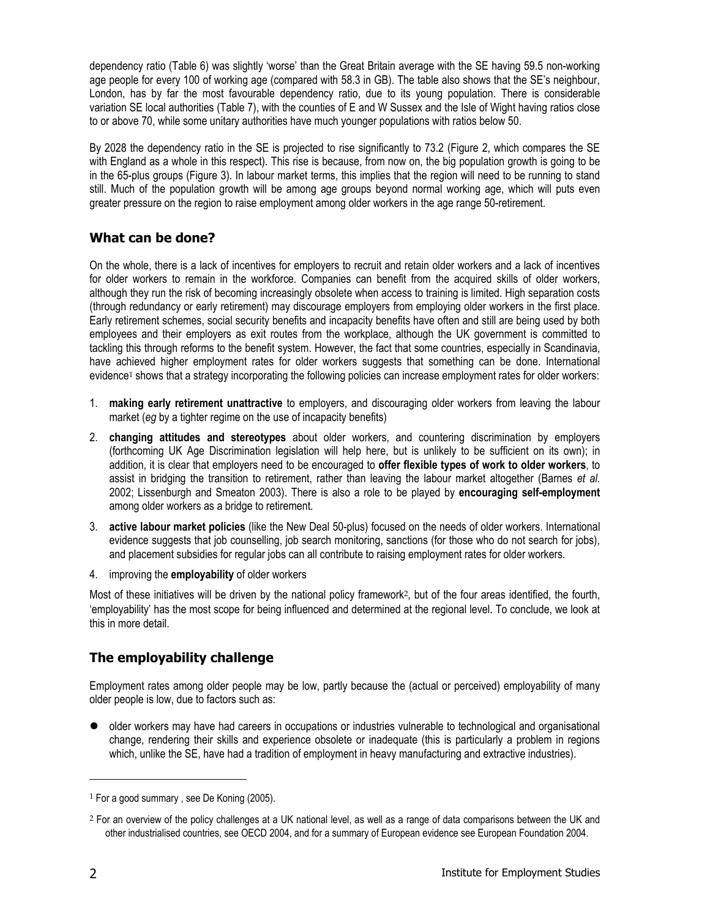dependency ratio (Table 6) was slightly 'worse' than the Great Britain average with the SE having 59.5 non-working age people for every 100 of working age (compared with 58.3 in GB). The table also shows that the SE's neighbour, London, has by far the most favourable dependency ratio, due to its young population. There is considerable variation SE local authorities (Table 7), with the counties of E and W Sussex and the Isle of Wight having ratios close to or above 70, while some unitary authorities have much younger populations with ratios below 50.

By 2028 the dependency ratio in the SE is projected to rise significantly to 73.2 (Figure 2, which compares the SE with England as a whole in this respect). This rise is because, from now on, the big population growth is going to be in the 65-plus groups (Figure 3). In labour market terms, this implies that the region will need to be running to stand still. Much of the population growth will be among age groups beyond normal working age, which will puts even greater pressure on the region to raise employment among older workers in the age range 50-retirement.

## What can be done?

On the whole, there is a lack of incentives for employers to recruit and retain older workers and a lack of incentives for older workers to remain in the workforce. Companies can benefit from the acquired skills of older workers, although they run the risk of becoming increasingly obsolete when access to training is limited. High separation costs (through redundancy or early retirement) may discourage employers from employing older workers in the first place. Early retirement schemes, social security benefits and incapacity benefits have often and still are being used by both employees and their employers as exit routes from the workplace, although the UK government is committed to tackling this through reforms to the benefit system. However, the fact that some countries, especially in Scandinavia, have achieved higher employment rates for older workers suggests that something can be done. International evidence[1] shows that a strategy incorporating the following policies can increase employment rates for older workers:

1. **making early retirement unattractive** to employers, and discouraging older workers from leaving the labour market (*eg* by a tighter regime on the use of incapacity benefits)
2. **changing attitudes and stereotypes** about older workers, and countering discrimination by employers (forthcoming UK Age Discrimination legislation will help here, but is unlikely to be sufficient on its own); in addition, it is clear that employers need to be encouraged to **offer flexible types of work to older workers**, to assist in bridging the transition to retirement, rather than leaving the labour market altogether (Barnes *et al.* 2002; Lissenburgh and Smeaton 2003). There is also a role to be played by **encouraging self-employment** among older workers as a bridge to retirement.
3. **active labour market policies** (like the New Deal 50-plus) focused on the needs of older workers. International evidence suggests that job counselling, job search monitoring, sanctions (for those who do not search for jobs), and placement subsidies for regular jobs can all contribute to raising employment rates for older workers.
4. improving the **employability** of older workers

Most of these initiatives will be driven by the national policy framework[2], but of the four areas identified, the fourth, 'employability' has the most scope for being influenced and determined at the regional level. To conclude, we look at this in more detail.

## The employability challenge

Employment rates among older people may be low, partly because the (actual or perceived) employability of many older people is low, due to factors such as:

- older workers may have had careers in occupations or industries vulnerable to technological and organisational change, rendering their skills and experience obsolete or inadequate (this is particularly a problem in regions which, unlike the SE, have had a tradition of employment in heavy manufacturing and extractive industries).

---

[1] For a good summary , see De Koning (2005).

[2] For an overview of the policy challenges at a UK national level, as well as a range of data comparisons between the UK and other industrialised countries, see OECD 2004, and for a summary of European evidence see European Foundation 2004.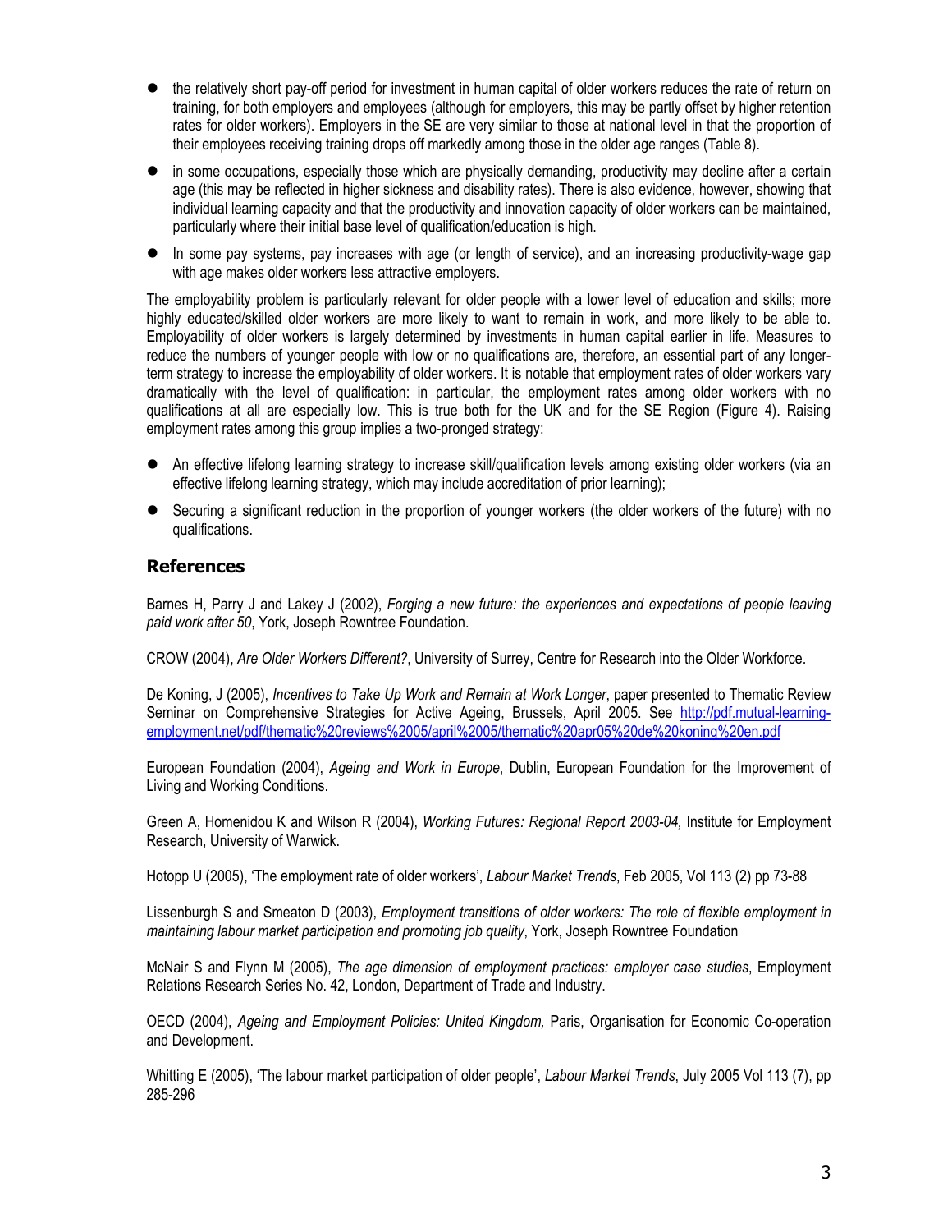- the relatively short pay-off period for investment in human capital of older workers reduces the rate of return on training, for both employers and employees (although for employers, this may be partly offset by higher retention rates for older workers). Employers in the SE are very similar to those at national level in that the proportion of their employees receiving training drops off markedly among those in the older age ranges (Table 8).
- in some occupations, especially those which are physically demanding, productivity may decline after a certain age (this may be reflected in higher sickness and disability rates). There is also evidence, however, showing that individual learning capacity and that the productivity and innovation capacity of older workers can be maintained, particularly where their initial base level of qualification/education is high.
- In some pay systems, pay increases with age (or length of service), and an increasing productivity-wage gap with age makes older workers less attractive employers.

The employability problem is particularly relevant for older people with a lower level of education and skills; more highly educated/skilled older workers are more likely to want to remain in work, and more likely to be able to. Employability of older workers is largely determined by investments in human capital earlier in life. Measures to reduce the numbers of younger people with low or no qualifications are, therefore, an essential part of any longer-term strategy to increase the employability of older workers. It is notable that employment rates of older workers vary dramatically with the level of qualification: in particular, the employment rates among older workers with no qualifications at all are especially low. This is true both for the UK and for the SE Region (Figure 4). Raising employment rates among this group implies a two-pronged strategy:

- An effective lifelong learning strategy to increase skill/qualification levels among existing older workers (via an effective lifelong learning strategy, which may include accreditation of prior learning);
- Securing a significant reduction in the proportion of younger workers (the older workers of the future) with no qualifications.

## References

Barnes H, Parry J and Lakey J (2002), *Forging a new future: the experiences and expectations of people leaving paid work after 50*, York, Joseph Rowntree Foundation.

CROW (2004), *Are Older Workers Different?*, University of Surrey, Centre for Research into the Older Workforce.

De Koning, J (2005), *Incentives to Take Up Work and Remain at Work Longer*, paper presented to Thematic Review Seminar on Comprehensive Strategies for Active Ageing, Brussels, April 2005. See http://pdf.mutual-learning-employment.net/pdf/thematic%20reviews%2005/april%2005/thematic%20apr05%20de%20koning%20en.pdf

European Foundation (2004), *Ageing and Work in Europe*, Dublin, European Foundation for the Improvement of Living and Working Conditions.

Green A, Homenidou K and Wilson R (2004), *Working Futures: Regional Report 2003-04,* Institute for Employment Research, University of Warwick.

Hotopp U (2005), 'The employment rate of older workers', *Labour Market Trends*, Feb 2005, Vol 113 (2) pp 73-88

Lissenburgh S and Smeaton D (2003), *Employment transitions of older workers: The role of flexible employment in maintaining labour market participation and promoting job quality*, York, Joseph Rowntree Foundation

McNair S and Flynn M (2005), *The age dimension of employment practices: employer case studies*, Employment Relations Research Series No. 42, London, Department of Trade and Industry.

OECD (2004), *Ageing and Employment Policies: United Kingdom,* Paris, Organisation for Economic Co-operation and Development.

Whitting E (2005), 'The labour market participation of older people', *Labour Market Trends*, July 2005 Vol 113 (7), pp 285-296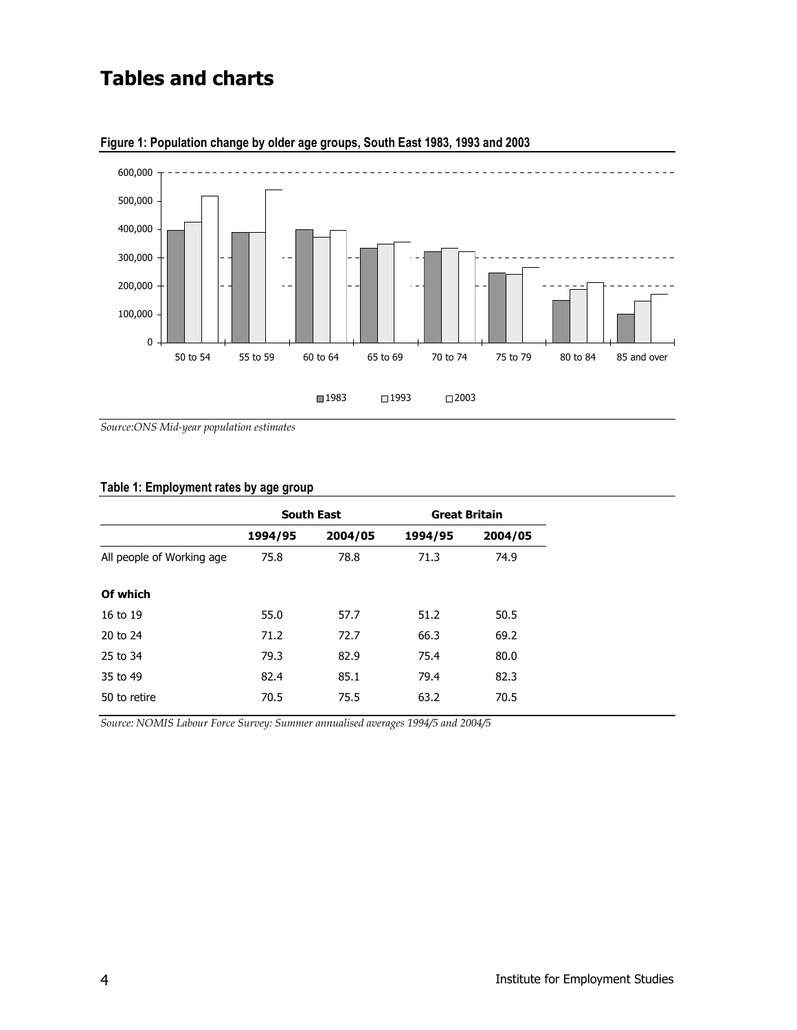# Tables and charts

**Figure 1: Population change by older age groups, South East 1983, 1993 and 2003**

*Source:ONS Mid-year population estimates*

**Table 1: Employment rates by age group**

| | South East | | Great Britain | |
|---|---|---|---|---|
| | **1994/95** | **2004/05** | **1994/95** | **2004/05** |
| All people of Working age | 75.8 | 78.8 | 71.3 | 74.9 |
| **Of which** | | | | |
| 16 to 19 | 55.0 | 57.7 | 51.2 | 50.5 |
| 20 to 24 | 71.2 | 72.7 | 66.3 | 69.2 |
| 25 to 34 | 79.3 | 82.9 | 75.4 | 80.0 |
| 35 to 49 | 82.4 | 85.1 | 79.4 | 82.3 |
| 50 to retire | 70.5 | 75.5 | 63.2 | 70.5 |

*Source: NOMIS Labour Force Survey: Summer annualised averages 1994/5 and 2004/5*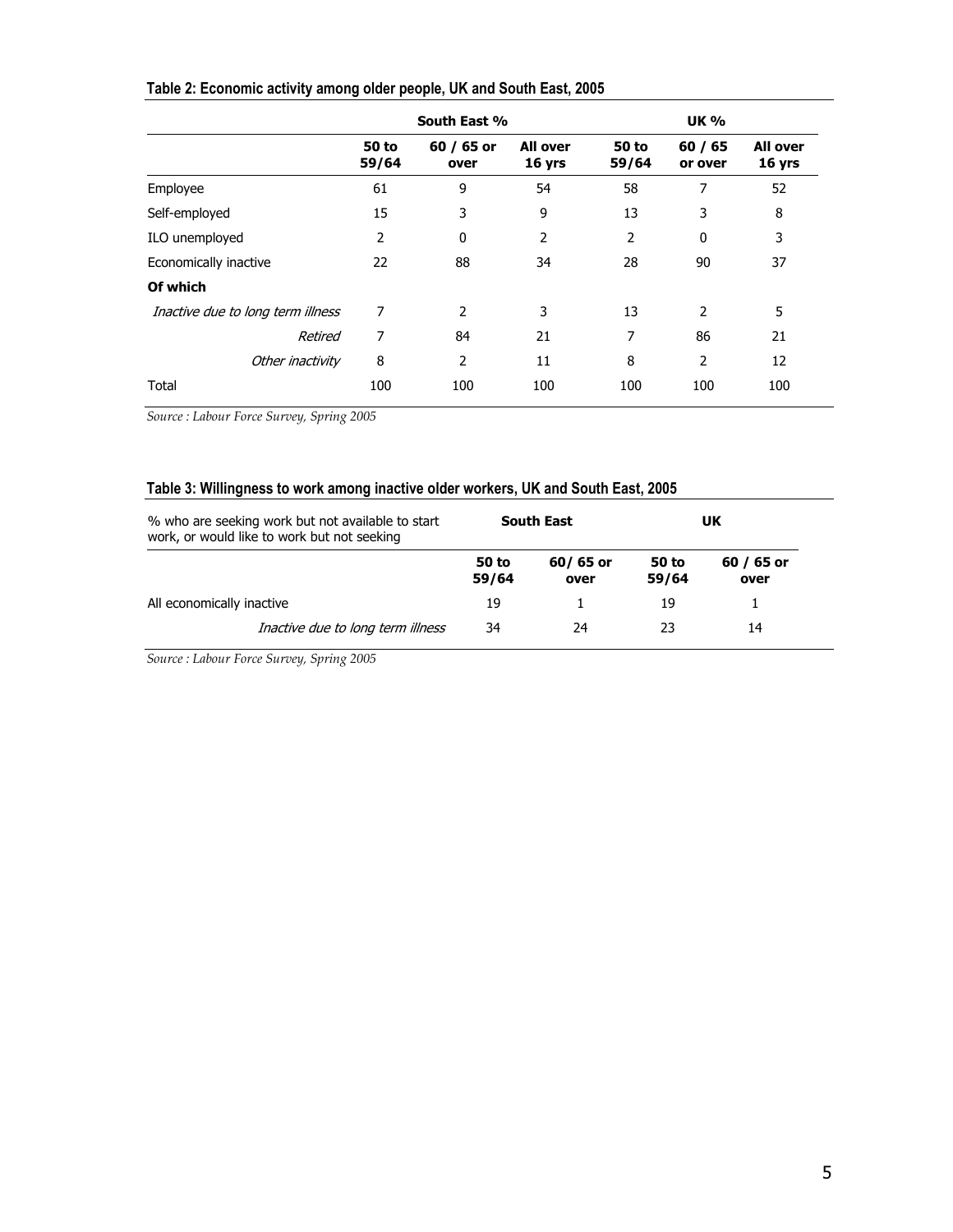**Table 2: Economic activity among older people, UK and South East, 2005**

| | South East % | | | UK % | | |
|---|---|---|---|---|---|---|
| | **50 to 59/64** | **60 / 65 or over** | **All over 16 yrs** | **50 to 59/64** | **60 / 65 or over** | **All over 16 yrs** |
| Employee | 61 | 9 | 54 | 58 | 7 | 52 |
| Self-employed | 15 | 3 | 9 | 13 | 3 | 8 |
| ILO unemployed | 2 | 0 | 2 | 2 | 0 | 3 |
| Economically inactive | 22 | 88 | 34 | 28 | 90 | 37 |
| **Of which** | | | | | | |
| *Inactive due to long term illness* | 7 | 2 | 3 | 13 | 2 | 5 |
| *Retired* | 7 | 84 | 21 | 7 | 86 | 21 |
| *Other inactivity* | 8 | 2 | 11 | 8 | 2 | 12 |
| Total | 100 | 100 | 100 | 100 | 100 | 100 |

*Source : Labour Force Survey, Spring 2005*

**Table 3: Willingness to work among inactive older workers, UK and South East, 2005**

| % who are seeking work but not available to start work, or would like to work but not seeking | South East | | UK | |
|---|---|---|---|---|
| | **50 to 59/64** | **60/ 65 or over** | **50 to 59/64** | **60 / 65 or over** |
| All economically inactive | 19 | 1 | 19 | 1 |
| *Inactive due to long term illness* | 34 | 24 | 23 | 14 |

*Source : Labour Force Survey, Spring 2005*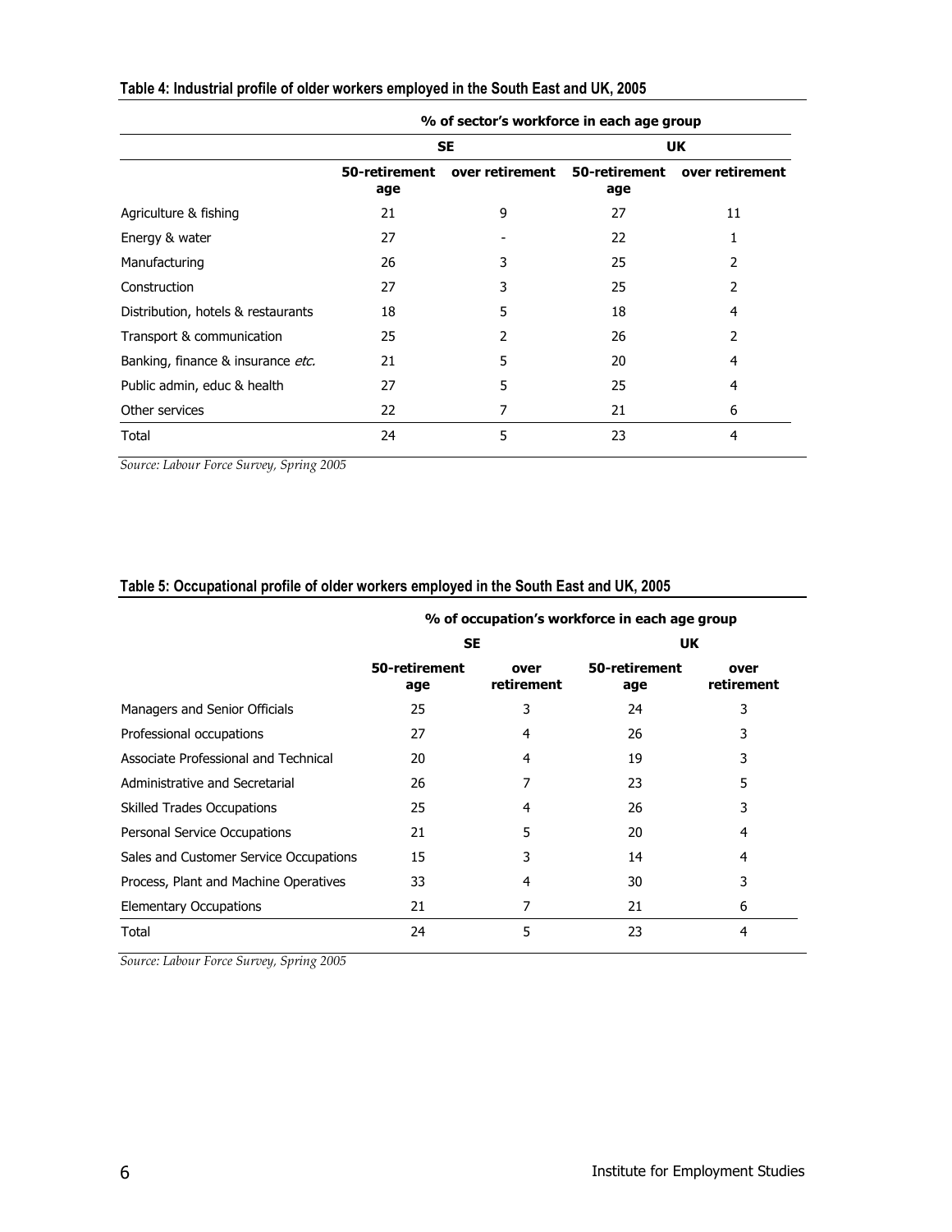**Table 4: Industrial profile of older workers employed in the South East and UK, 2005**

| | % of sector's workforce in each age group | | | |
|---|---|---|---|---|
| | SE | | UK | |
| | 50-retirement age | over retirement | 50-retirement age | over retirement |
| Agriculture & fishing | 21 | 9 | 27 | 11 |
| Energy & water | 27 | - | 22 | 1 |
| Manufacturing | 26 | 3 | 25 | 2 |
| Construction | 27 | 3 | 25 | 2 |
| Distribution, hotels & restaurants | 18 | 5 | 18 | 4 |
| Transport & communication | 25 | 2 | 26 | 2 |
| Banking, finance & insurance *etc.* | 21 | 5 | 20 | 4 |
| Public admin, educ & health | 27 | 5 | 25 | 4 |
| Other services | 22 | 7 | 21 | 6 |
| Total | 24 | 5 | 23 | 4 |

*Source: Labour Force Survey, Spring 2005*

**Table 5: Occupational profile of older workers employed in the South East and UK, 2005**

| | % of occupation's workforce in each age group | | | |
|---|---|---|---|---|
| | SE | | UK | |
| | 50-retirement age | over retirement | 50-retirement age | over retirement |
| Managers and Senior Officials | 25 | 3 | 24 | 3 |
| Professional occupations | 27 | 4 | 26 | 3 |
| Associate Professional and Technical | 20 | 4 | 19 | 3 |
| Administrative and Secretarial | 26 | 7 | 23 | 5 |
| Skilled Trades Occupations | 25 | 4 | 26 | 3 |
| Personal Service Occupations | 21 | 5 | 20 | 4 |
| Sales and Customer Service Occupations | 15 | 3 | 14 | 4 |
| Process, Plant and Machine Operatives | 33 | 4 | 30 | 3 |
| Elementary Occupations | 21 | 7 | 21 | 6 |
| Total | 24 | 5 | 23 | 4 |

*Source: Labour Force Survey, Spring 2005*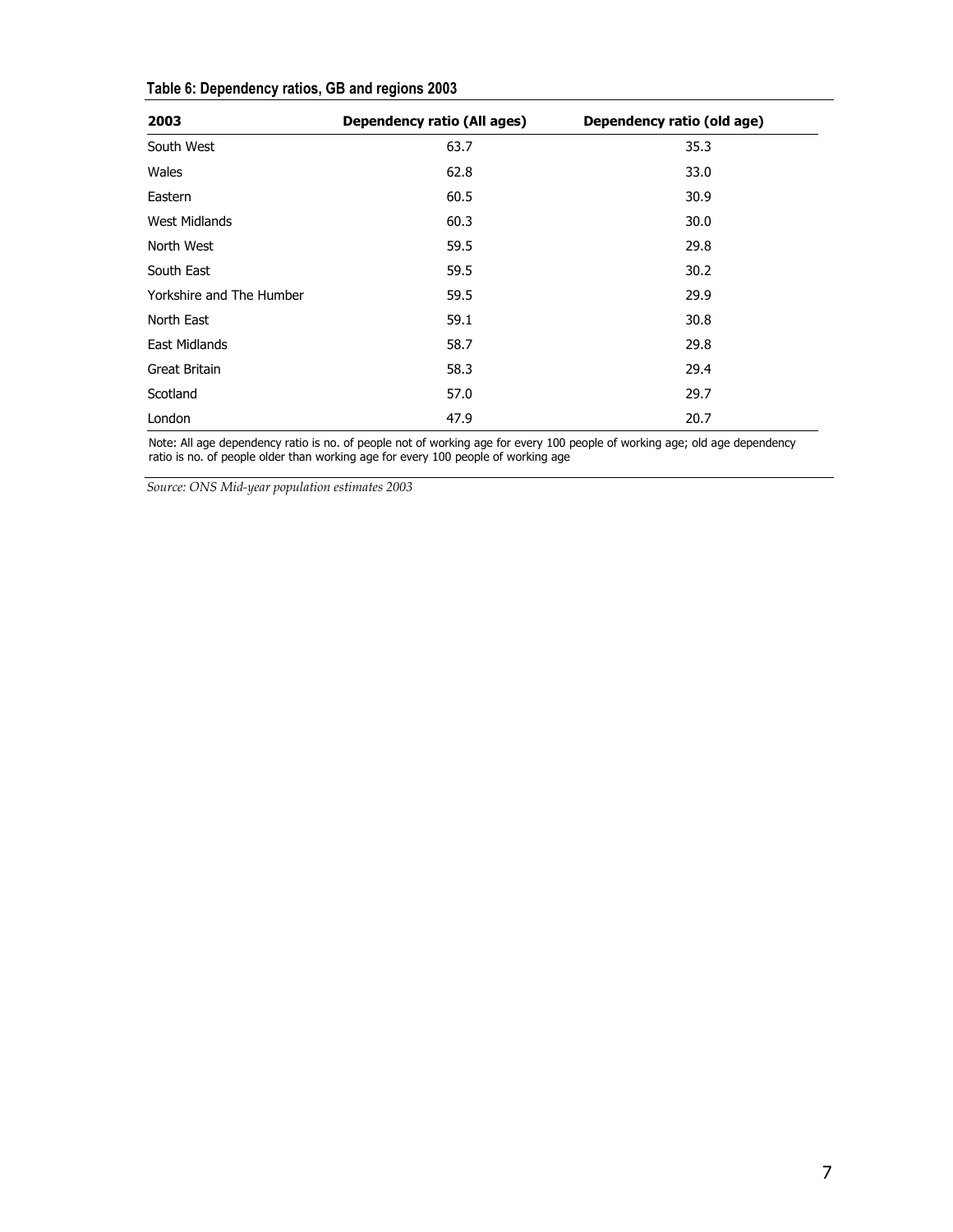**Table 6: Dependency ratios, GB and regions 2003**

| 2003 | Dependency ratio (All ages) | Dependency ratio (old age) |
|---|---|---|
| South West | 63.7 | 35.3 |
| Wales | 62.8 | 33.0 |
| Eastern | 60.5 | 30.9 |
| West Midlands | 60.3 | 30.0 |
| North West | 59.5 | 29.8 |
| South East | 59.5 | 30.2 |
| Yorkshire and The Humber | 59.5 | 29.9 |
| North East | 59.1 | 30.8 |
| East Midlands | 58.7 | 29.8 |
| Great Britain | 58.3 | 29.4 |
| Scotland | 57.0 | 29.7 |
| London | 47.9 | 20.7 |

Note: All age dependency ratio is no. of people not of working age for every 100 people of working age; old age dependency ratio is no. of people older than working age for every 100 people of working age

*Source: ONS Mid-year population estimates 2003*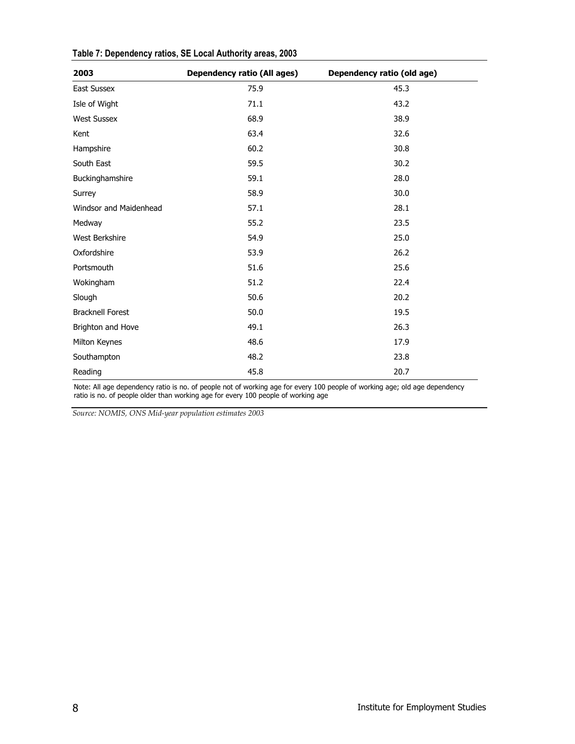**Table 7: Dependency ratios, SE Local Authority areas, 2003**

| 2003 | Dependency ratio (All ages) | Dependency ratio (old age) |
|---|---|---|
| East Sussex | 75.9 | 45.3 |
| Isle of Wight | 71.1 | 43.2 |
| West Sussex | 68.9 | 38.9 |
| Kent | 63.4 | 32.6 |
| Hampshire | 60.2 | 30.8 |
| South East | 59.5 | 30.2 |
| Buckinghamshire | 59.1 | 28.0 |
| Surrey | 58.9 | 30.0 |
| Windsor and Maidenhead | 57.1 | 28.1 |
| Medway | 55.2 | 23.5 |
| West Berkshire | 54.9 | 25.0 |
| Oxfordshire | 53.9 | 26.2 |
| Portsmouth | 51.6 | 25.6 |
| Wokingham | 51.2 | 22.4 |
| Slough | 50.6 | 20.2 |
| Bracknell Forest | 50.0 | 19.5 |
| Brighton and Hove | 49.1 | 26.3 |
| Milton Keynes | 48.6 | 17.9 |
| Southampton | 48.2 | 23.8 |
| Reading | 45.8 | 20.7 |

Note: All age dependency ratio is no. of people not of working age for every 100 people of working age; old age dependency ratio is no. of people older than working age for every 100 people of working age

*Source: NOMIS, ONS Mid-year population estimates 2003*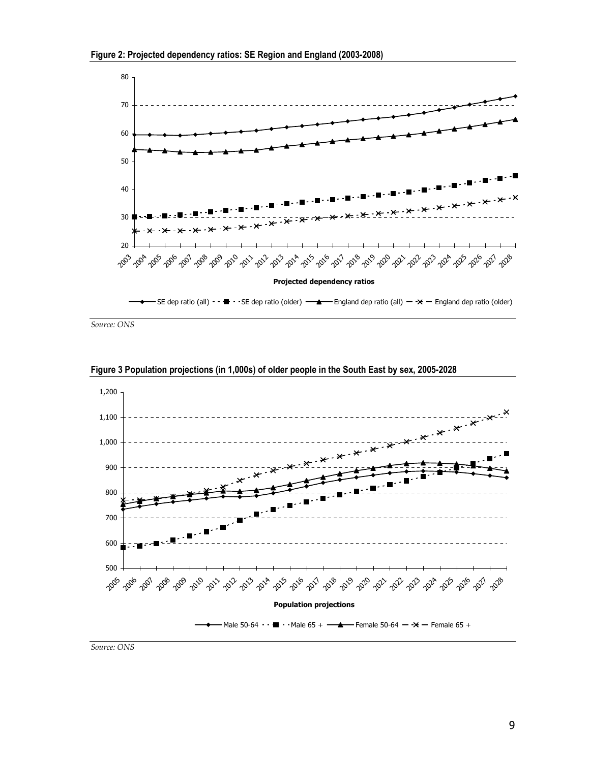**Figure 2: Projected dependency ratios: SE Region and England (2003-2008)**

*Source: ONS*

**Figure 3 Population projections (in 1,000s) of older people in the South East by sex, 2005-2028**

*Source: ONS*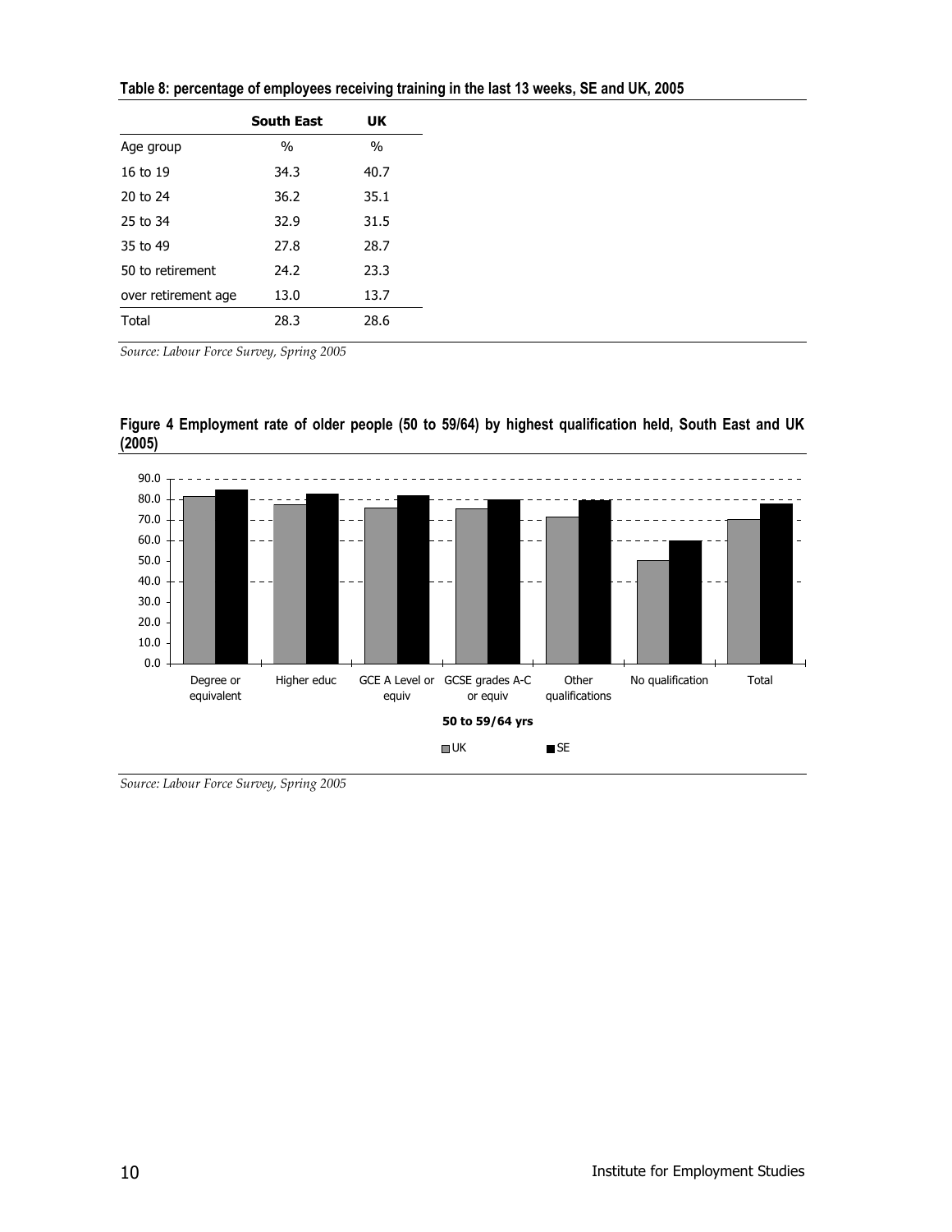**Table 8: percentage of employees receiving training in the last 13 weeks, SE and UK, 2005**

| | South East | UK |
|---|---|---|
| Age group | % | % |
| 16 to 19 | 34.3 | 40.7 |
| 20 to 24 | 36.2 | 35.1 |
| 25 to 34 | 32.9 | 31.5 |
| 35 to 49 | 27.8 | 28.7 |
| 50 to retirement | 24.2 | 23.3 |
| over retirement age | 13.0 | 13.7 |
| Total | 28.3 | 28.6 |

*Source: Labour Force Survey, Spring 2005*

**Figure 4 Employment rate of older people (50 to 59/64) by highest qualification held, South East and UK (2005)**

90.0
80.0
70.0
60.0
50.0
40.0
30.0
20.0
10.0
0.0

Degree or equivalent
Higher educ
GCE A Level or equiv
GCSE grades A-C or equiv
Other qualifications
No qualification
Total

**50 to 59/64 yrs**

UK
SE

*Source: Labour Force Survey, Spring 2005*